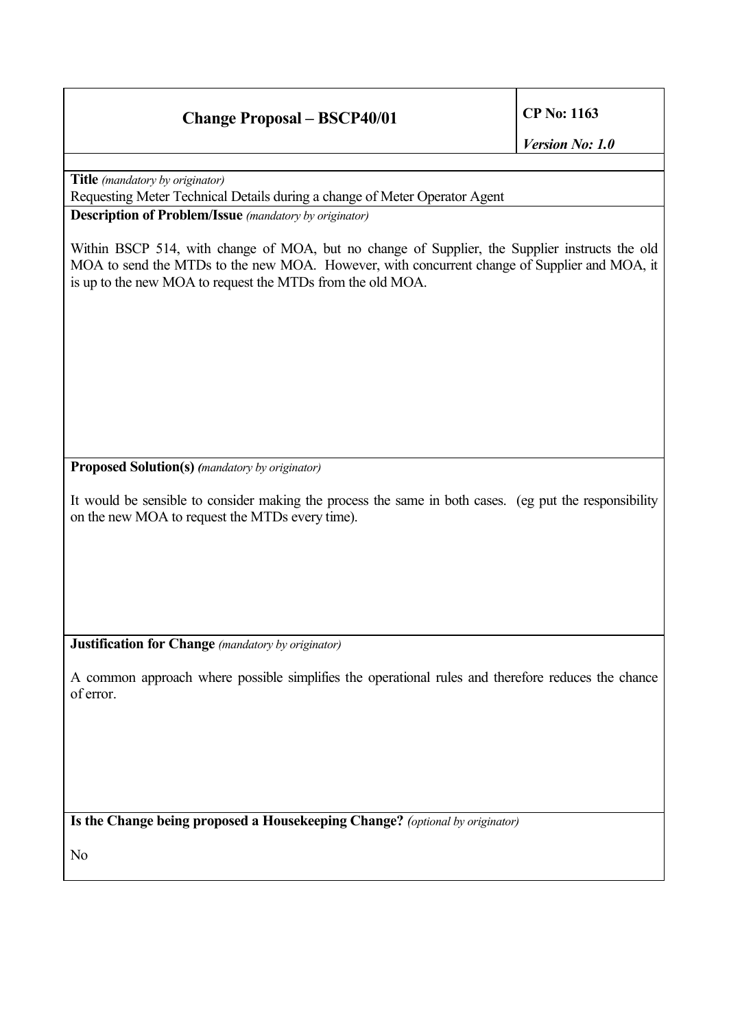| Change Proposal – BSCP40/01 | CP No: 1163<br>*Version No: 1.0* |
|---|---|

**Title** *(mandatory by originator)*

Requesting Meter Technical Details during a change of Meter Operator Agent

**Description of Problem/Issue** *(mandatory by originator)*

Within BSCP 514, with change of MOA, but no change of Supplier, the Supplier instructs the old MOA to send the MTDs to the new MOA. However, with concurrent change of Supplier and MOA, it is up to the new MOA to request the MTDs from the old MOA.

**Proposed Solution(s)** *(mandatory by originator)*

It would be sensible to consider making the process the same in both cases. (eg put the responsibility on the new MOA to request the MTDs every time).

**Justification for Change** *(mandatory by originator)*

A common approach where possible simplifies the operational rules and therefore reduces the chance of error.

**Is the Change being proposed a Housekeeping Change?** *(optional by originator)*

No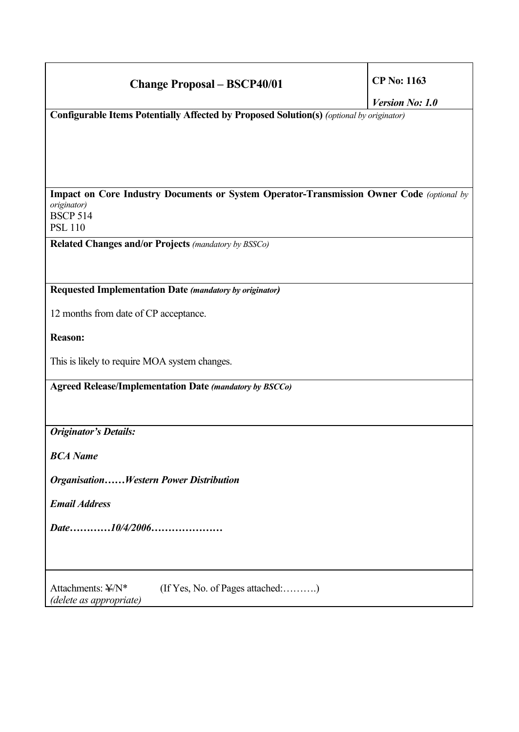| Change Proposal – BSCP40/01 | CP No: 1163<br>*Version No: 1.0* |
|---|---|
| **Configurable Items Potentially Affected by Proposed Solution(s)** *(optional by originator)* | |
| **Impact on Core Industry Documents or System Operator-Transmission Owner Code** *(optional by originator)*<br>BSCP 514<br>PSL 110 | |
| **Related Changes and/or Projects** *(mandatory by BSSCo)* | |
| **Requested Implementation Date** ***(mandatory by originator)***<br><br>12 months from date of CP acceptance.<br><br>**Reason:**<br><br>This is likely to require MOA system changes. | |
| **Agreed Release/Implementation Date** ***(mandatory by BSCCo)*** | |
| ***Originator's Details:***<br><br>***BCA Name***<br><br>***Organisation……Western Power Distribution***<br><br>***Email Address***<br><br>***Date…………10/4/2006…………………*** | |
| Attachments: ~~Y~~/N* (If Yes, No. of Pages attached:……….)<br>*(delete as appropriate)* | |